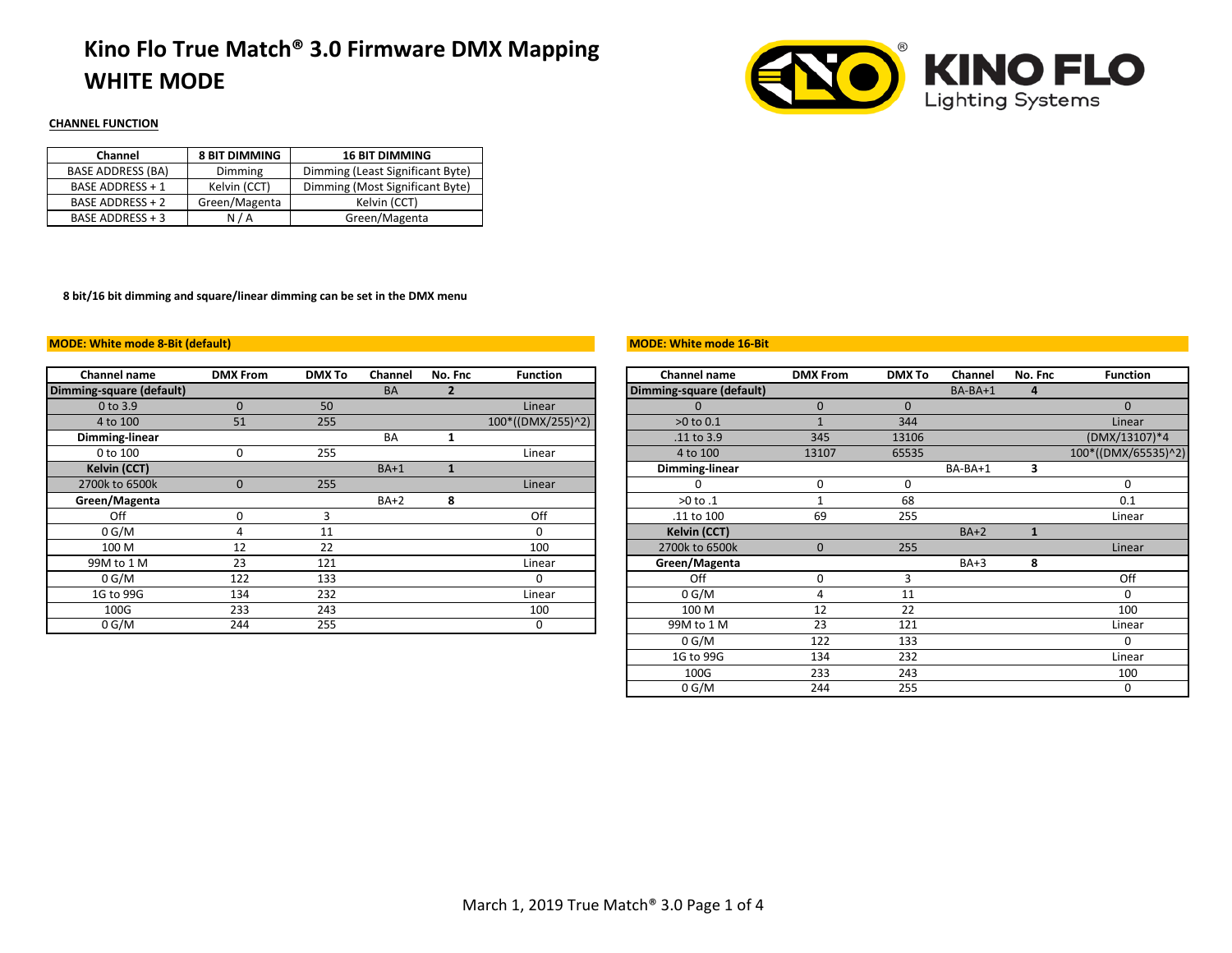# Kino Flo True Match® 3.0 Firmware DMX Mapping
# WHITE MODE

**CHANNEL FUNCTION**

| Channel | 8 BIT DIMMING | 16 BIT DIMMING |
|---|---|---|
| BASE ADDRESS (BA) | Dimming | Dimming (Least Significant Byte) |
| BASE ADDRESS + 1 | Kelvin (CCT) | Dimming (Most Significant Byte) |
| BASE ADDRESS + 2 | Green/Magenta | Kelvin (CCT) |
| BASE ADDRESS + 3 | N / A | Green/Magenta |

**8 bit/16 bit dimming and square/linear dimming can be set in the DMX menu**

**MODE: White mode 8-Bit (default)**

| Channel name | DMX From | DMX To | Channel | No. Fnc | Function |
|---|---|---|---|---|---|
| **Dimming-square (default)** | | | BA | **2** | |
| 0 to 3.9 | 0 | 50 | | | Linear |
| 4 to 100 | 51 | 255 | | | 100*((DMX/255)^2) |
| **Dimming-linear** | | | BA | **1** | |
| 0 to 100 | 0 | 255 | | | Linear |
| **Kelvin (CCT)** | | | BA+1 | **1** | |
| 2700k to 6500k | 0 | 255 | | | Linear |
| **Green/Magenta** | | | BA+2 | **8** | |
| Off | 0 | 3 | | | Off |
| 0 G/M | 4 | 11 | | | 0 |
| 100 M | 12 | 22 | | | 100 |
| 99M to 1 M | 23 | 121 | | | Linear |
| 0 G/M | 122 | 133 | | | 0 |
| 1G to 99G | 134 | 232 | | | Linear |
| 100G | 233 | 243 | | | 100 |
| 0 G/M | 244 | 255 | | | 0 |

**MODE: White mode 16-Bit**

| Channel name | DMX From | DMX To | Channel | No. Fnc | Function |
|---|---|---|---|---|---|
| **Dimming-square (default)** | | | BA-BA+1 | **4** | |
| 0 | 0 | 0 | | | 0 |
| >0 to 0.1 | 1 | 344 | | | Linear |
| .11 to 3.9 | 345 | 13106 | | | (DMX/13107)*4 |
| 4 to 100 | 13107 | 65535 | | | 100*((DMX/65535)^2) |
| **Dimming-linear** | | | BA-BA+1 | **3** | |
| 0 | 0 | 0 | | | 0 |
| >0 to .1 | 1 | 68 | | | 0.1 |
| .11 to 100 | 69 | 255 | | | Linear |
| **Kelvin (CCT)** | | | BA+2 | **1** | |
| 2700k to 6500k | 0 | 255 | | | Linear |
| **Green/Magenta** | | | BA+3 | **8** | |
| Off | 0 | 3 | | | Off |
| 0 G/M | 4 | 11 | | | 0 |
| 100 M | 12 | 22 | | | 100 |
| 99M to 1 M | 23 | 121 | | | Linear |
| 0 G/M | 122 | 133 | | | 0 |
| 1G to 99G | 134 | 232 | | | Linear |
| 100G | 233 | 243 | | | 100 |
| 0 G/M | 244 | 255 | | | 0 |

March 1, 2019 True Match® 3.0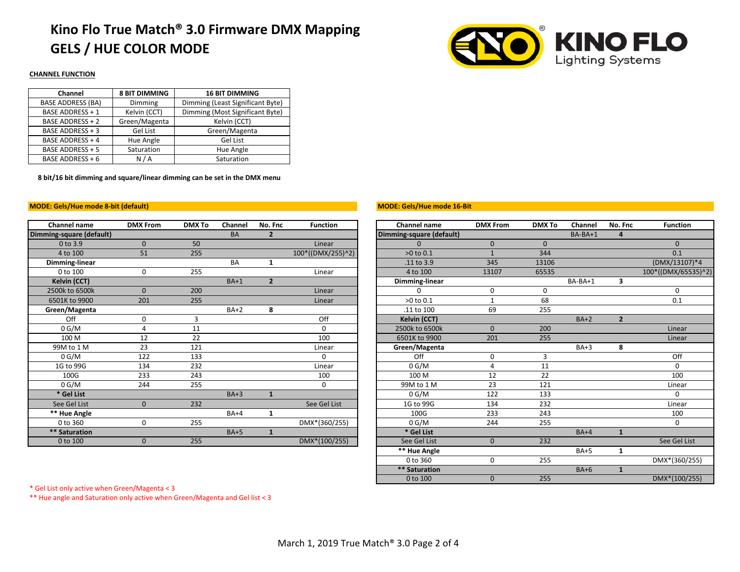# Kino Flo True Match® 3.0 Firmware DMX Mapping
## GELS / HUE COLOR MODE

**CHANNEL FUNCTION**

| Channel | 8 BIT DIMMING | 16 BIT DIMMING |
|---|---|---|
| BASE ADDRESS (BA) | Dimming | Dimming (Least Significant Byte) |
| BASE ADDRESS + 1 | Kelvin (CCT) | Dimming (Most Significant Byte) |
| BASE ADDRESS + 2 | Green/Magenta | Kelvin (CCT) |
| BASE ADDRESS + 3 | Gel List | Green/Magenta |
| BASE ADDRESS + 4 | Hue Angle | Gel List |
| BASE ADDRESS + 5 | Saturation | Hue Angle |
| BASE ADDRESS + 6 | N / A | Saturation |

**8 bit/16 bit dimming and square/linear dimming can be set in the DMX menu**

**MODE: Gels/Hue mode 8-bit (default)**

| Channel name | DMX From | DMX To | Channel | No. Fnc | Function |
|---|---|---|---|---|---|
| **Dimming-square (default)** | | | BA | **2** | |
| 0 to 3.9 | 0 | 50 | | | Linear |
| 4 to 100 | 51 | 255 | | | 100*((DMX/255)^2) |
| **Dimming-linear** | | | BA | **1** | |
| 0 to 100 | 0 | 255 | | | Linear |
| **Kelvin (CCT)** | | | BA+1 | **2** | |
| 2500k to 6500k | 0 | 200 | | | Linear |
| 6501K to 9900 | 201 | 255 | | | Linear |
| **Green/Magenta** | | | BA+2 | **8** | |
| Off | 0 | 3 | | | Off |
| 0 G/M | 4 | 11 | | | 0 |
| 100 M | 12 | 22 | | | 100 |
| 99M to 1 M | 23 | 121 | | | Linear |
| 0 G/M | 122 | 133 | | | 0 |
| 1G to 99G | 134 | 232 | | | Linear |
| 100G | 233 | 243 | | | 100 |
| 0 G/M | 244 | 255 | | | 0 |
| **\* Gel List** | | | BA+3 | **1** | |
| See Gel List | 0 | 232 | | | See Gel List |
| **\*\* Hue Angle** | | | BA+4 | **1** | |
| 0 to 360 | 0 | 255 | | | DMX*(360/255) |
| **\*\* Saturation** | | | BA+5 | **1** | |
| 0 to 100 | 0 | 255 | | | DMX*(100/255) |

**MODE: Gels/Hue mode 16-Bit**

| Channel name | DMX From | DMX To | Channel | No. Fnc | Function |
|---|---|---|---|---|---|
| **Dimming-square (default)** | | | BA-BA+1 | **4** | |
| 0 | 0 | 0 | | | 0 |
| >0 to 0.1 | 1 | 344 | | | 0.1 |
| .11 to 3.9 | 345 | 13106 | | | (DMX/13107)*4 |
| 4 to 100 | 13107 | 65535 | | | 100*((DMX/65535)^2) |
| **Dimming-linear** | | | BA-BA+1 | **3** | |
| 0 | 0 | 0 | | | 0 |
| >0 to 0.1 | 1 | 68 | | | 0.1 |
| .11 to 100 | 69 | 255 | | | |
| **Kelvin (CCT)** | | | BA+2 | **2** | |
| 2500k to 6500k | 0 | 200 | | | Linear |
| 6501K to 9900 | 201 | 255 | | | Linear |
| **Green/Magenta** | | | BA+3 | **8** | |
| Off | 0 | 3 | | | Off |
| 0 G/M | 4 | 11 | | | 0 |
| 100 M | 12 | 22 | | | 100 |
| 99M to 1 M | 23 | 121 | | | Linear |
| 0 G/M | 122 | 133 | | | 0 |
| 1G to 99G | 134 | 232 | | | Linear |
| 100G | 233 | 243 | | | 100 |
| 0 G/M | 244 | 255 | | | 0 |
| **\* Gel List** | | | BA+4 | **1** | |
| See Gel List | 0 | 232 | | | See Gel List |
| **\*\* Hue Angle** | | | BA+5 | **1** | |
| 0 to 360 | 0 | 255 | | | DMX*(360/255) |
| **\*\* Saturation** | | | BA+6 | **1** | |
| 0 to 100 | 0 | 255 | | | DMX*(100/255) |

\* Gel List only active when Green/Magenta < 3

\*\* Hue angle and Saturation only active when Green/Magenta and Gel list < 3

March 1, 2019 True Match® 3.0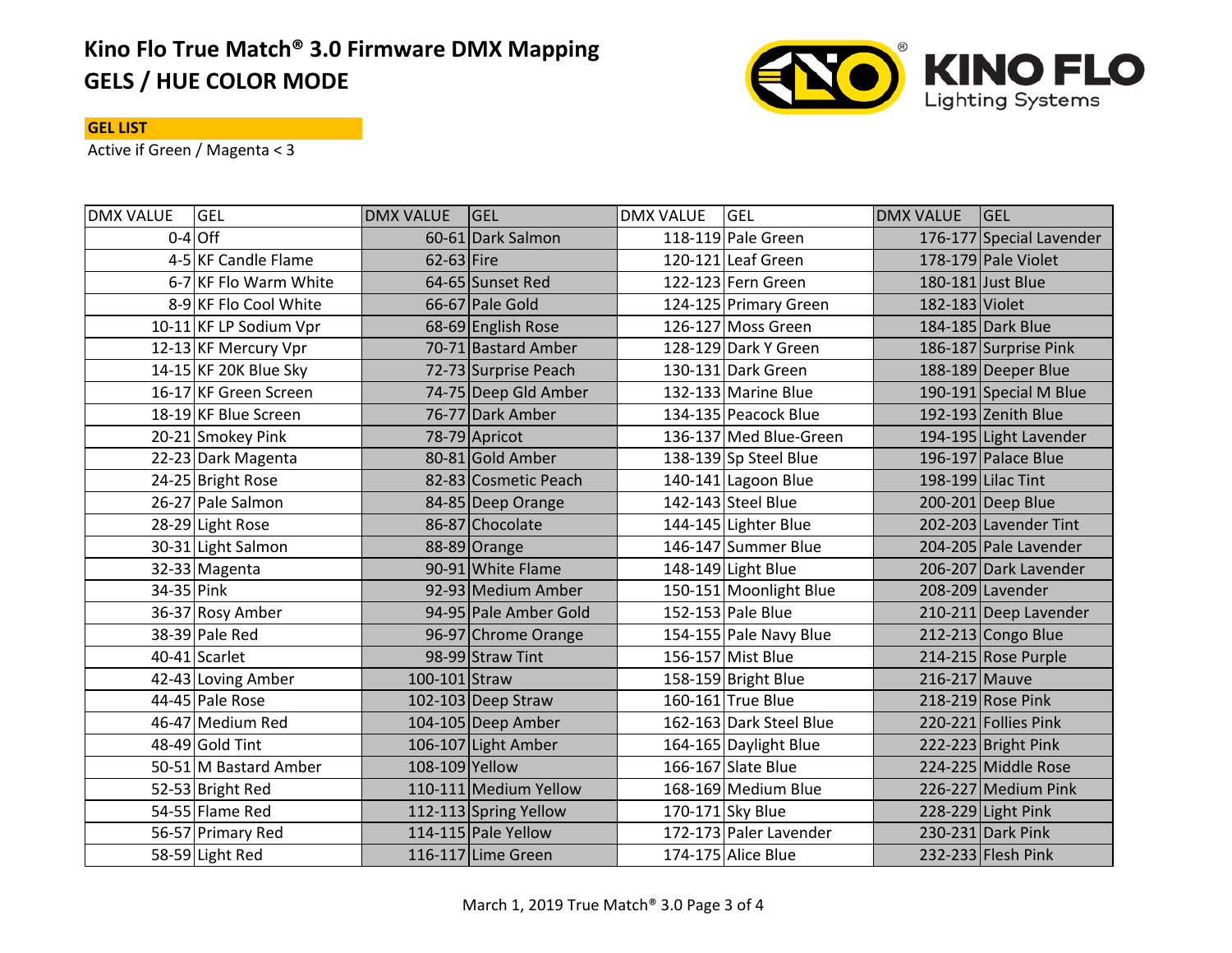# Kino Flo True Match® 3.0 Firmware DMX Mapping
# GELS / HUE COLOR MODE

**GEL LIST**

Active if Green / Magenta < 3

| DMX VALUE | GEL | DMX VALUE | GEL | DMX VALUE | GEL | DMX VALUE | GEL |
|---|---|---|---|---|---|---|---|
| 0-4 | Off | 60-61 | Dark Salmon | 118-119 | Pale Green | 176-177 | Special Lavender |
| 4-5 | KF Candle Flame | 62-63 | Fire | 120-121 | Leaf Green | 178-179 | Pale Violet |
| 6-7 | KF Flo Warm White | 64-65 | Sunset Red | 122-123 | Fern Green | 180-181 | Just Blue |
| 8-9 | KF Flo Cool White | 66-67 | Pale Gold | 124-125 | Primary Green | 182-183 | Violet |
| 10-11 | KF LP Sodium Vpr | 68-69 | English Rose | 126-127 | Moss Green | 184-185 | Dark Blue |
| 12-13 | KF Mercury Vpr | 70-71 | Bastard Amber | 128-129 | Dark Y Green | 186-187 | Surprise Pink |
| 14-15 | KF 20K Blue Sky | 72-73 | Surprise Peach | 130-131 | Dark Green | 188-189 | Deeper Blue |
| 16-17 | KF Green Screen | 74-75 | Deep Gld Amber | 132-133 | Marine Blue | 190-191 | Special M Blue |
| 18-19 | KF Blue Screen | 76-77 | Dark Amber | 134-135 | Peacock Blue | 192-193 | Zenith Blue |
| 20-21 | Smokey Pink | 78-79 | Apricot | 136-137 | Med Blue-Green | 194-195 | Light Lavender |
| 22-23 | Dark Magenta | 80-81 | Gold Amber | 138-139 | Sp Steel Blue | 196-197 | Palace Blue |
| 24-25 | Bright Rose | 82-83 | Cosmetic Peach | 140-141 | Lagoon Blue | 198-199 | Lilac Tint |
| 26-27 | Pale Salmon | 84-85 | Deep Orange | 142-143 | Steel Blue | 200-201 | Deep Blue |
| 28-29 | Light Rose | 86-87 | Chocolate | 144-145 | Lighter Blue | 202-203 | Lavender Tint |
| 30-31 | Light Salmon | 88-89 | Orange | 146-147 | Summer Blue | 204-205 | Pale Lavender |
| 32-33 | Magenta | 90-91 | White Flame | 148-149 | Light Blue | 206-207 | Dark Lavender |
| 34-35 | Pink | 92-93 | Medium Amber | 150-151 | Moonlight Blue | 208-209 | Lavender |
| 36-37 | Rosy Amber | 94-95 | Pale Amber Gold | 152-153 | Pale Blue | 210-211 | Deep Lavender |
| 38-39 | Pale Red | 96-97 | Chrome Orange | 154-155 | Pale Navy Blue | 212-213 | Congo Blue |
| 40-41 | Scarlet | 98-99 | Straw Tint | 156-157 | Mist Blue | 214-215 | Rose Purple |
| 42-43 | Loving Amber | 100-101 | Straw | 158-159 | Bright Blue | 216-217 | Mauve |
| 44-45 | Pale Rose | 102-103 | Deep Straw | 160-161 | True Blue | 218-219 | Rose Pink |
| 46-47 | Medium Red | 104-105 | Deep Amber | 162-163 | Dark Steel Blue | 220-221 | Follies Pink |
| 48-49 | Gold Tint | 106-107 | Light Amber | 164-165 | Daylight Blue | 222-223 | Bright Pink |
| 50-51 | M Bastard Amber | 108-109 | Yellow | 166-167 | Slate Blue | 224-225 | Middle Rose |
| 52-53 | Bright Red | 110-111 | Medium Yellow | 168-169 | Medium Blue | 226-227 | Medium Pink |
| 54-55 | Flame Red | 112-113 | Spring Yellow | 170-171 | Sky Blue | 228-229 | Light Pink |
| 56-57 | Primary Red | 114-115 | Pale Yellow | 172-173 | Paler Lavender | 230-231 | Dark Pink |
| 58-59 | Light Red | 116-117 | Lime Green | 174-175 | Alice Blue | 232-233 | Flesh Pink |

March 1, 2019 True Match® 3.0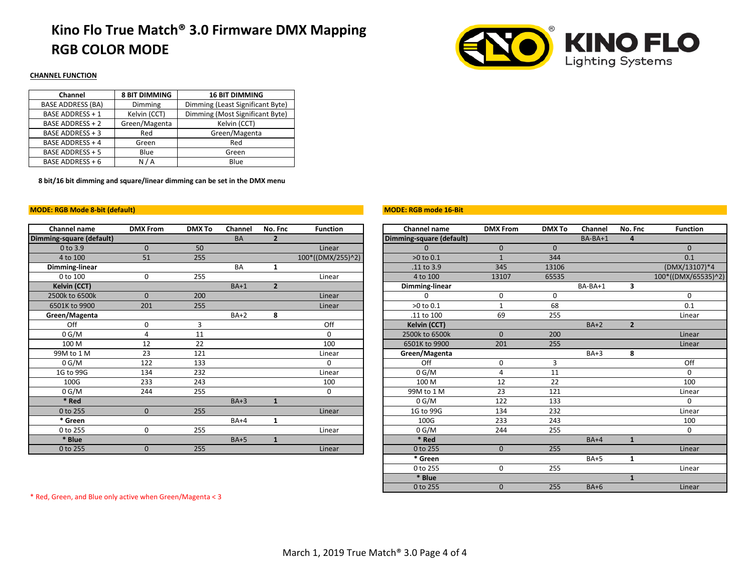# Kino Flo True Match® 3.0 Firmware DMX Mapping
# RGB COLOR MODE

**CHANNEL FUNCTION**

| Channel | 8 BIT DIMMING | 16 BIT DIMMING |
| --- | --- | --- |
| BASE ADDRESS (BA) | Dimming | Dimming (Least Significant Byte) |
| BASE ADDRESS + 1 | Kelvin (CCT) | Dimming (Most Significant Byte) |
| BASE ADDRESS + 2 | Green/Magenta | Kelvin (CCT) |
| BASE ADDRESS + 3 | Red | Green/Magenta |
| BASE ADDRESS + 4 | Green | Red |
| BASE ADDRESS + 5 | Blue | Green |
| BASE ADDRESS + 6 | N / A | Blue |

**8 bit/16 bit dimming and square/linear dimming can be set in the DMX menu**

**MODE: RGB Mode 8-bit (default)**

| Channel name | DMX From | DMX To | Channel | No. Fnc | Function |
| --- | --- | --- | --- | --- | --- |
| **Dimming-square (default)** | | | BA | **2** | |
| 0 to 3.9 | 0 | 50 | | | Linear |
| 4 to 100 | 51 | 255 | | | 100*((DMX/255)^2) |
| **Dimming-linear** | | | BA | **1** | |
| 0 to 100 | 0 | 255 | | | Linear |
| **Kelvin (CCT)** | | | BA+1 | **2** | |
| 2500k to 6500k | 0 | 200 | | | Linear |
| 6501K to 9900 | 201 | 255 | | | Linear |
| **Green/Magenta** | | | BA+2 | **8** | |
| Off | 0 | 3 | | | Off |
| 0 G/M | 4 | 11 | | | 0 |
| 100 M | 12 | 22 | | | 100 |
| 99M to 1 M | 23 | 121 | | | Linear |
| 0 G/M | 122 | 133 | | | 0 |
| 1G to 99G | 134 | 232 | | | Linear |
| 100G | 233 | 243 | | | 100 |
| 0 G/M | 244 | 255 | | | 0 |
| **\* Red** | | | BA+3 | **1** | |
| 0 to 255 | 0 | 255 | | | Linear |
| **\* Green** | | | BA+4 | **1** | |
| 0 to 255 | 0 | 255 | | | Linear |
| **\* Blue** | | | BA+5 | **1** | |
| 0 to 255 | 0 | 255 | | | Linear |

**MODE: RGB mode 16-Bit**

| Channel name | DMX From | DMX To | Channel | No. Fnc | Function |
| --- | --- | --- | --- | --- | --- |
| **Dimming-square (default)** | | | BA-BA+1 | **4** | |
| 0 | 0 | 0 | | | 0 |
| >0 to 0.1 | 1 | 344 | | | 0.1 |
| .11 to 3.9 | 345 | 13106 | | | (DMX/13107)*4 |
| 4 to 100 | 13107 | 65535 | | | 100*((DMX/65535)^2) |
| **Dimming-linear** | | | BA-BA+1 | **3** | |
| 0 | 0 | 0 | | | 0 |
| >0 to 0.1 | 1 | 68 | | | 0.1 |
| .11 to 100 | 69 | 255 | | | Linear |
| **Kelvin (CCT)** | | | BA+2 | **2** | |
| 2500k to 6500k | 0 | 200 | | | Linear |
| 6501K to 9900 | 201 | 255 | | | Linear |
| **Green/Magenta** | | | BA+3 | **8** | |
| Off | 0 | 3 | | | Off |
| 0 G/M | 4 | 11 | | | 0 |
| 100 M | 12 | 22 | | | 100 |
| 99M to 1 M | 23 | 121 | | | Linear |
| 0 G/M | 122 | 133 | | | 0 |
| 1G to 99G | 134 | 232 | | | Linear |
| 100G | 233 | 243 | | | 100 |
| 0 G/M | 244 | 255 | | | 0 |
| **\* Red** | | | BA+4 | **1** | |
| 0 to 255 | 0 | 255 | | | Linear |
| **\* Green** | | | BA+5 | **1** | |
| 0 to 255 | 0 | 255 | | | Linear |
| **\* Blue** | | | | **1** | |
| 0 to 255 | 0 | 255 | BA+6 | | Linear |

\* Red, Green, and Blue only active when Green/Magenta < 3

March 1, 2019 True Match® 3.0